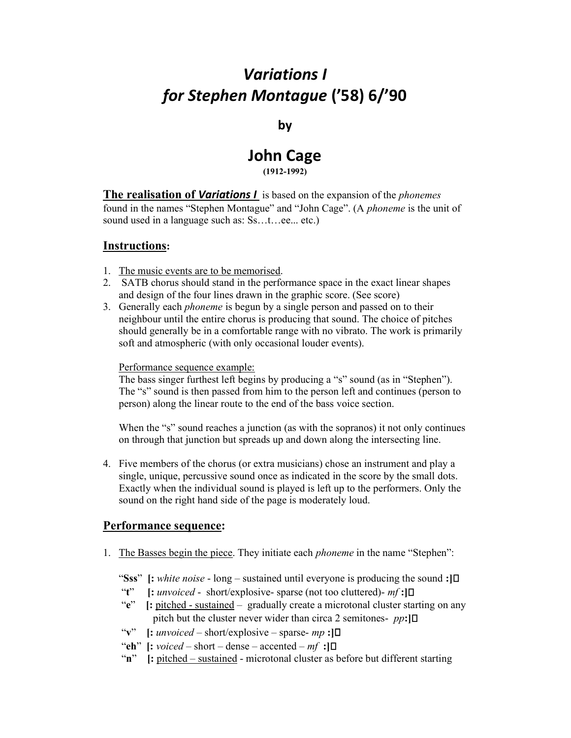# *Variations I*
# *for Stephen Montague* ('58) 6/'90

**by**

## John Cage

**(1912-1992)**

**The realisation of *Variations I*** is based on the expansion of the *phonemes* found in the names "Stephen Montague" and "John Cage". (A *phoneme* is the unit of sound used in a language such as: Ss…t…ee... etc.)

## Instructions:

1. The music events are to be memorised.
2. SATB chorus should stand in the performance space in the exact linear shapes and design of the four lines drawn in the graphic score. (See score)
3. Generally each *phoneme* is begun by a single person and passed on to their neighbour until the entire chorus is producing that sound. The choice of pitches should generally be in a comfortable range with no vibrato. The work is primarily soft and atmospheric (with only occasional louder events).

   Performance sequence example:
   The bass singer furthest left begins by producing a "s" sound (as in "Stephen"). The "s" sound is then passed from him to the person left and continues (person to person) along the linear route to the end of the bass voice section.

   When the "s" sound reaches a junction (as with the sopranos) it not only continues on through that junction but spreads up and down along the intersecting line.

4. Five members of the chorus (or extra musicians) chose an instrument and play a single, unique, percussive sound once as indicated in the score by the small dots. Exactly when the individual sound is played is left up to the performers. Only the sound on the right hand side of the page is moderately loud.

## Performance sequence:

1. The Basses begin the piece. They initiate each *phoneme* in the name "Stephen":

   "**Sss**" **[:** *white noise* - long – sustained until everyone is producing the sound **:]**□
   "**t**" **[:** *unvoiced* - short/explosive- sparse (not too cluttered)- *mf* **:]**□
   "**e**" **[:** pitched - sustained – gradually create a microtonal cluster starting on any pitch but the cluster never wider than circa 2 semitones- *pp***:]**□
   "**v**" **[:** *unvoiced* – short/explosive – sparse- *mp* **:]**□
   "**eh**" **[:** *voiced* – short – dense – accented – *mf* **:]**□
   "**n**" **[:** pitched – sustained - microtonal cluster as before but different starting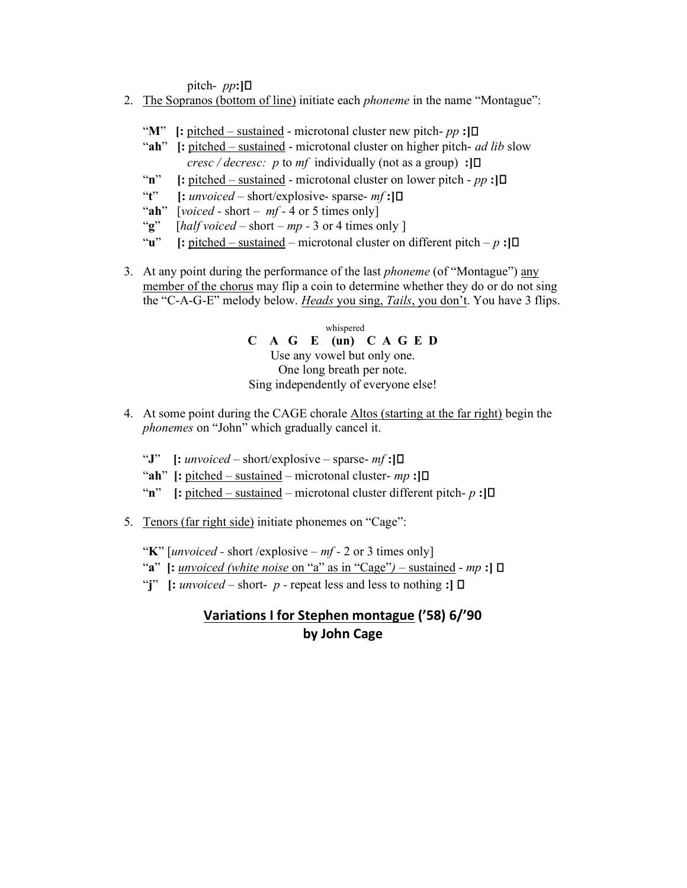pitch- *pp*:]▯

2. The Sopranos (bottom of line) initiate each *phoneme* in the name "Montague":

   "**M**" **[:** pitched – sustained - microtonal cluster new pitch- *pp* **:]**▯
   "**ah**" **[:** pitched – sustained - microtonal cluster on higher pitch- *ad lib* slow *cresc / decresc: p* to *mf* individually (not as a group) **:]**▯
   "**n**" **[:** pitched – sustained - microtonal cluster on lower pitch - *pp* **:]**▯
   "**t**" **[:** *unvoiced* – short/explosive- sparse- *mf* **:]**▯
   "**ah**" [*voiced* - short – *mf* - 4 or 5 times only]
   "**g**" [*half voiced* – short – *mp* - 3 or 4 times only ]
   "**u**" **[:** pitched – sustained – microtonal cluster on different pitch – *p* **:]**▯

3. At any point during the performance of the last *phoneme* (of "Montague") any member of the chorus may flip a coin to determine whether they do or do not sing the "C-A-G-E" melody below. *Heads* you sing, *Tails*, you don't. You have 3 flips.

   whispered
   **C A G E (un) C A G E D**
   Use any vowel but only one.
   One long breath per note.
   Sing independently of everyone else!

4. At some point during the CAGE chorale Altos (starting at the far right) begin the *phonemes* on "John" which gradually cancel it.

   "**J**" **[:** *unvoiced* – short/explosive – sparse- *mf* **:]**▯
   "**ah**" **[:** pitched – sustained – microtonal cluster- *mp* **:]**▯
   "**n**" **[:** pitched – sustained – microtonal cluster different pitch- *p* **:]**▯

5. Tenors (far right side) initiate phonemes on "Cage":

   "**K**" [*unvoiced* - short /explosive – *mf* - 2 or 3 times only]
   "**a**" **[:** *unvoiced (white noise* on "a" as in "Cage"*)* – sustained - *mp* **:]** ▯
   "**j**" **[:** *unvoiced* – short- *p* - repeat less and less to nothing **:]** ▯

## Variations I for Stephen montague ('58) 6/'90
## by John Cage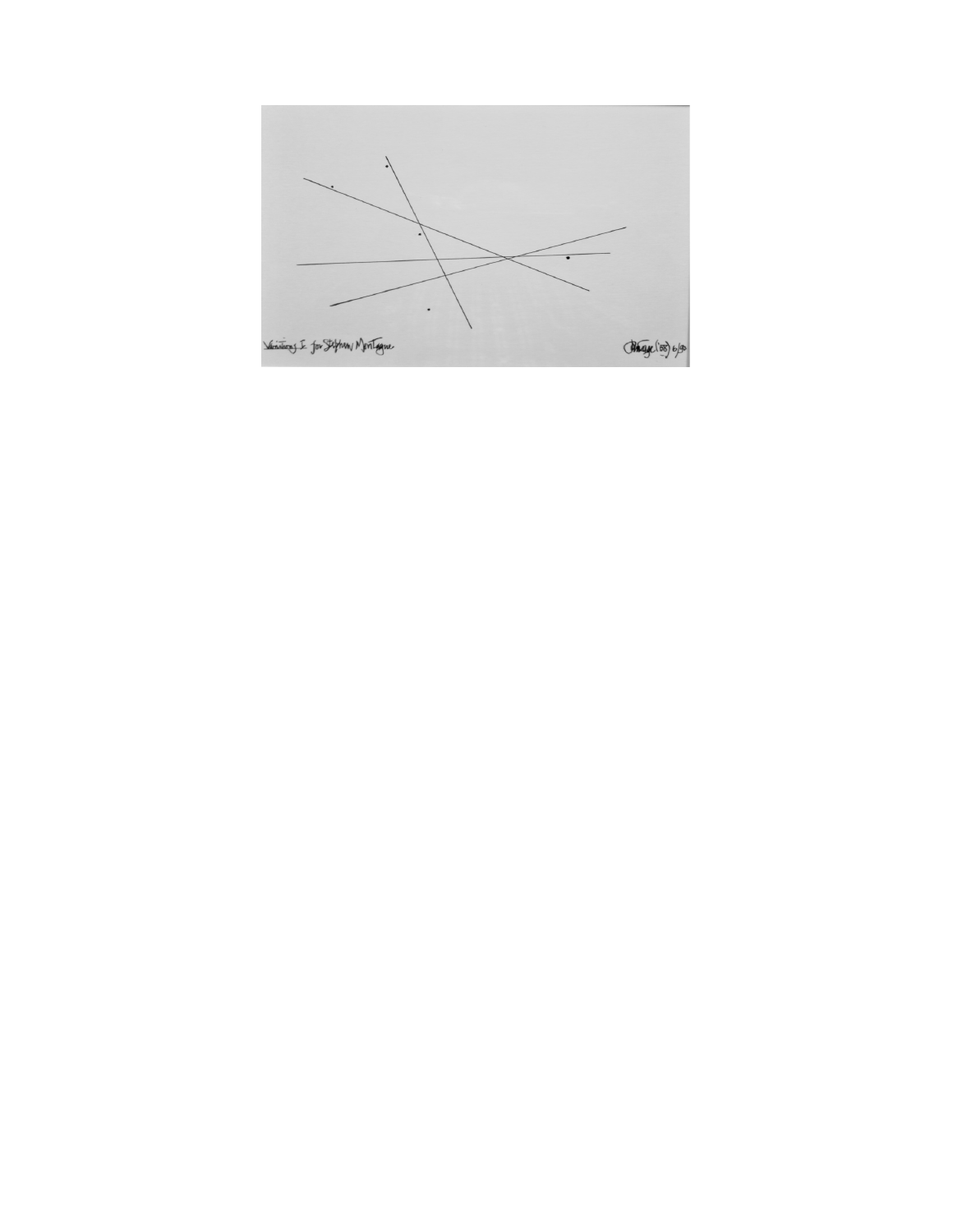Variations I for Stephen Montague

Cage ('58) 6/90